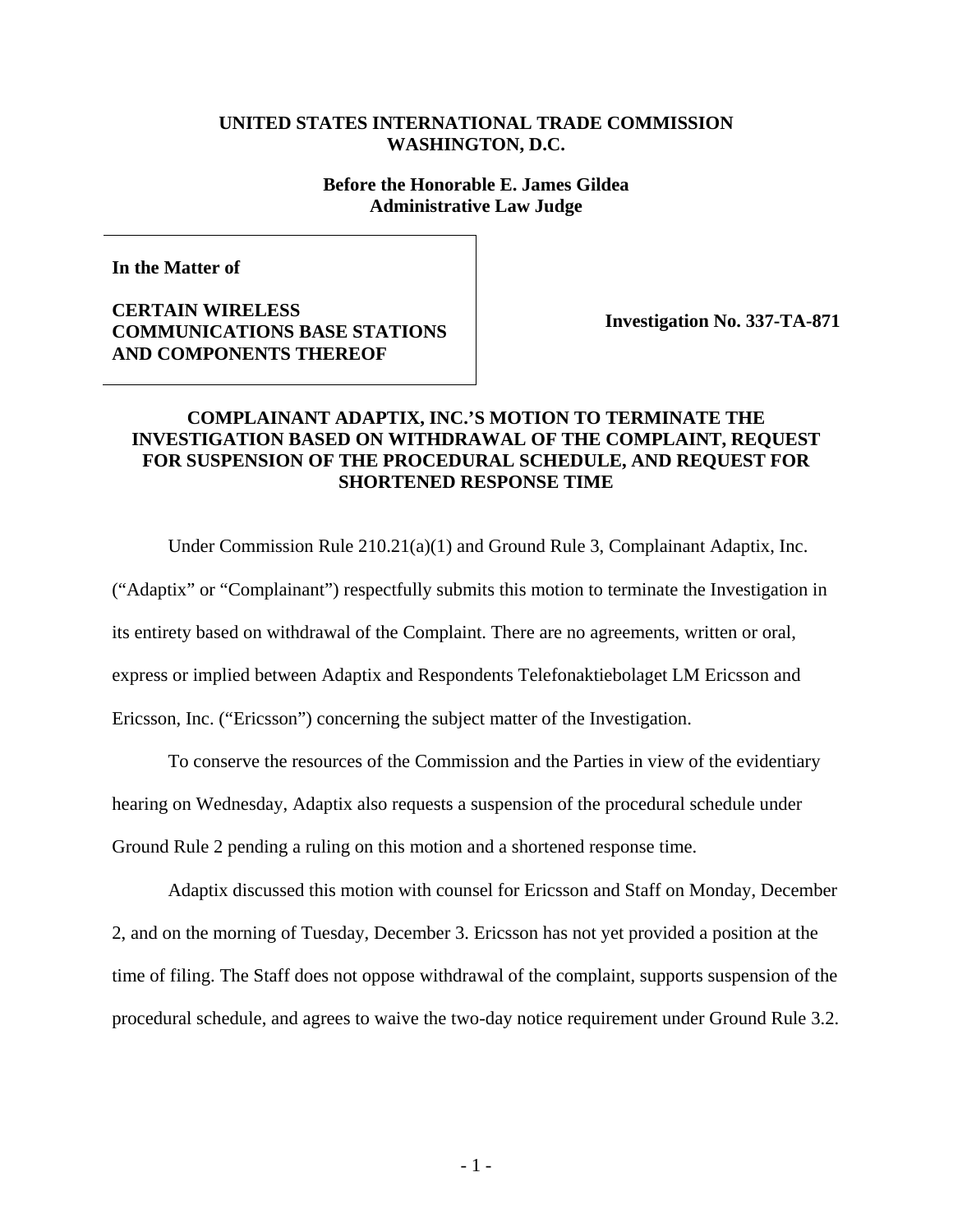**UNITED STATES INTERNATIONAL TRADE COMMISSION**
**WASHINGTON, D.C.**

**Before the Honorable E. James Gildea**
**Administrative Law Judge**

| | |
|---|---|
| **In the Matter of**<br><br>**CERTAIN WIRELESS COMMUNICATIONS BASE STATIONS AND COMPONENTS THEREOF** | **Investigation No. 337-TA-871** |

## COMPLAINANT ADAPTIX, INC.'S MOTION TO TERMINATE THE INVESTIGATION BASED ON WITHDRAWAL OF THE COMPLAINT, REQUEST FOR SUSPENSION OF THE PROCEDURAL SCHEDULE, AND REQUEST FOR SHORTENED RESPONSE TIME

Under Commission Rule 210.21(a)(1) and Ground Rule 3, Complainant Adaptix, Inc. ("Adaptix" or "Complainant") respectfully submits this motion to terminate the Investigation in its entirety based on withdrawal of the Complaint. There are no agreements, written or oral, express or implied between Adaptix and Respondents Telefonaktiebolaget LM Ericsson and Ericsson, Inc. ("Ericsson") concerning the subject matter of the Investigation.

To conserve the resources of the Commission and the Parties in view of the evidentiary hearing on Wednesday, Adaptix also requests a suspension of the procedural schedule under Ground Rule 2 pending a ruling on this motion and a shortened response time.

Adaptix discussed this motion with counsel for Ericsson and Staff on Monday, December 2, and on the morning of Tuesday, December 3. Ericsson has not yet provided a position at the time of filing. The Staff does not oppose withdrawal of the complaint, supports suspension of the procedural schedule, and agrees to waive the two-day notice requirement under Ground Rule 3.2.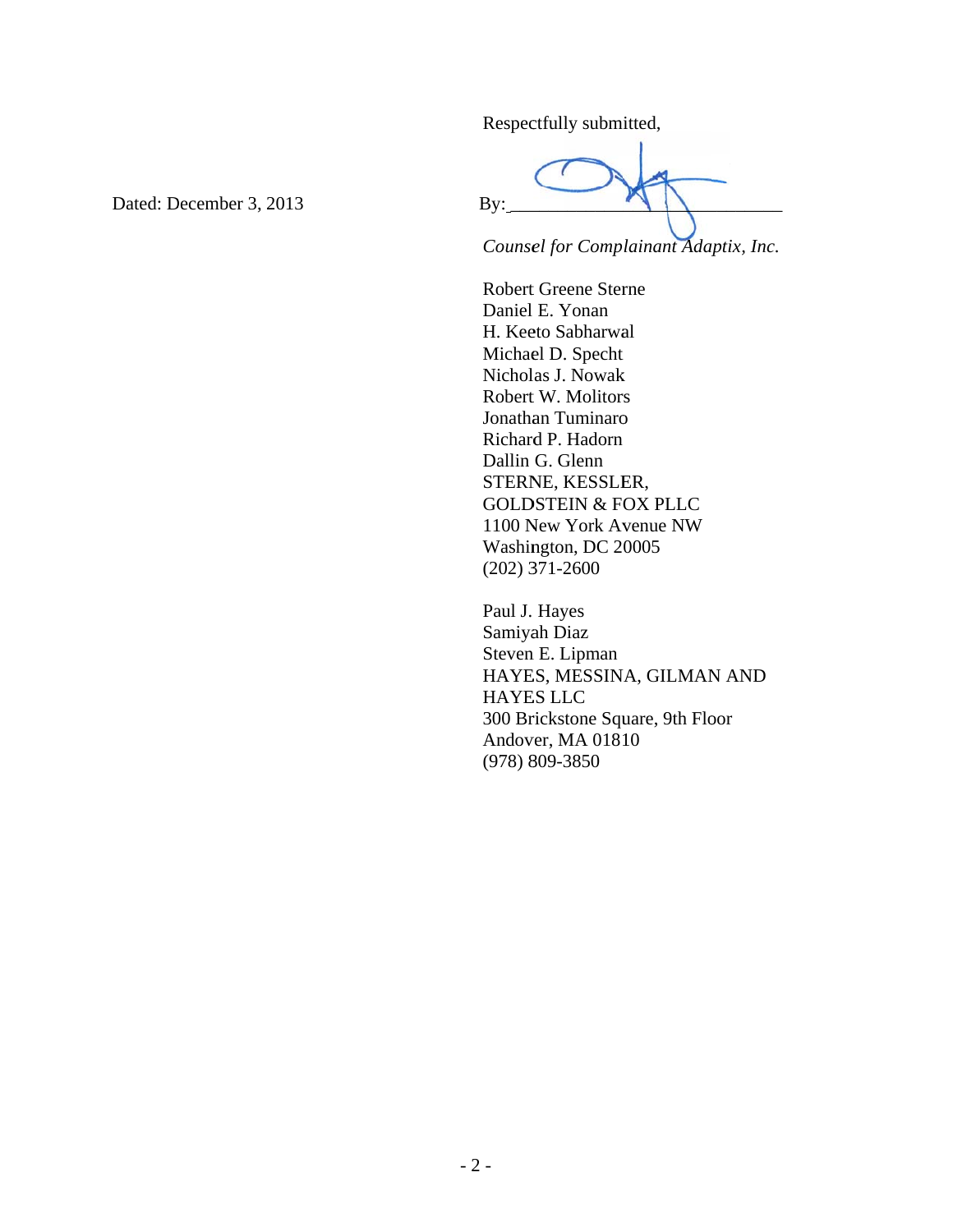Dated: December 3, 2013

Respectfully submitted,

By: ______________________________

*Counsel for Complainant Adaptix, Inc.*

Robert Greene Sterne
Daniel E. Yonan
H. Keeto Sabharwal
Michael D. Specht
Nicholas J. Nowak
Robert W. Molitors
Jonathan Tuminaro
Richard P. Hadorn
Dallin G. Glenn
STERNE, KESSLER,
GOLDSTEIN & FOX PLLC
1100 New York Avenue NW
Washington, DC 20005
(202) 371-2600

Paul J. Hayes
Samiyah Diaz
Steven E. Lipman
HAYES, MESSINA, GILMAN AND
HAYES LLC
300 Brickstone Square, 9th Floor
Andover, MA 01810
(978) 809-3850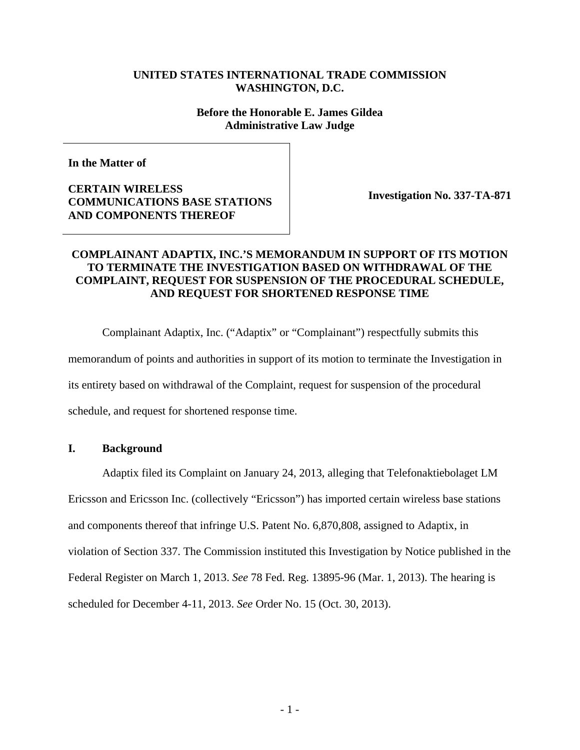**UNITED STATES INTERNATIONAL TRADE COMMISSION**
**WASHINGTON, D.C.**

**Before the Honorable E. James Gildea**
**Administrative Law Judge**

| In the Matter of<br><br>CERTAIN WIRELESS COMMUNICATIONS BASE STATIONS AND COMPONENTS THEREOF | Investigation No. 337-TA-871 |
|---|---|

**COMPLAINANT ADAPTIX, INC.'S MEMORANDUM IN SUPPORT OF ITS MOTION TO TERMINATE THE INVESTIGATION BASED ON WITHDRAWAL OF THE COMPLAINT, REQUEST FOR SUSPENSION OF THE PROCEDURAL SCHEDULE, AND REQUEST FOR SHORTENED RESPONSE TIME**

Complainant Adaptix, Inc. ("Adaptix" or "Complainant") respectfully submits this memorandum of points and authorities in support of its motion to terminate the Investigation in its entirety based on withdrawal of the Complaint, request for suspension of the procedural schedule, and request for shortened response time.

## I. Background

Adaptix filed its Complaint on January 24, 2013, alleging that Telefonaktiebolaget LM Ericsson and Ericsson Inc. (collectively "Ericsson") has imported certain wireless base stations and components thereof that infringe U.S. Patent No. 6,870,808, assigned to Adaptix, in violation of Section 337. The Commission instituted this Investigation by Notice published in the Federal Register on March 1, 2013. *See* 78 Fed. Reg. 13895-96 (Mar. 1, 2013). The hearing is scheduled for December 4-11, 2013. *See* Order No. 15 (Oct. 30, 2013).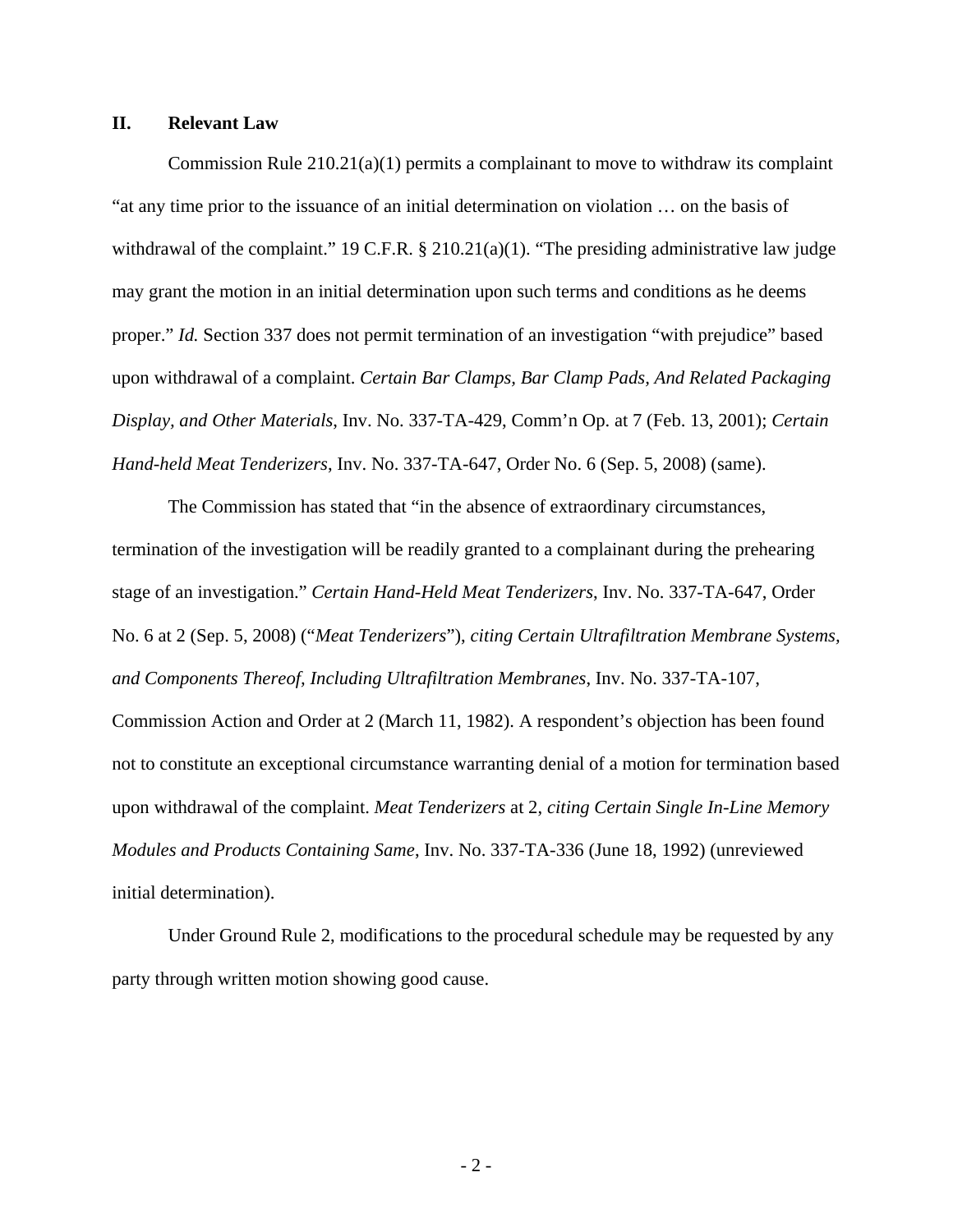## II. Relevant Law

Commission Rule 210.21(a)(1) permits a complainant to move to withdraw its complaint "at any time prior to the issuance of an initial determination on violation … on the basis of withdrawal of the complaint." 19 C.F.R. § 210.21(a)(1). "The presiding administrative law judge may grant the motion in an initial determination upon such terms and conditions as he deems proper." *Id.* Section 337 does not permit termination of an investigation "with prejudice" based upon withdrawal of a complaint. *Certain Bar Clamps, Bar Clamp Pads, And Related Packaging Display, and Other Materials*, Inv. No. 337-TA-429, Comm'n Op. at 7 (Feb. 13, 2001); *Certain Hand-held Meat Tenderizers*, Inv. No. 337-TA-647, Order No. 6 (Sep. 5, 2008) (same).

The Commission has stated that "in the absence of extraordinary circumstances, termination of the investigation will be readily granted to a complainant during the prehearing stage of an investigation." *Certain Hand-Held Meat Tenderizers*, Inv. No. 337-TA-647, Order No. 6 at 2 (Sep. 5, 2008) ("*Meat Tenderizers*"), *citing Certain Ultrafiltration Membrane Systems, and Components Thereof, Including Ultrafiltration Membranes*, Inv. No. 337-TA-107, Commission Action and Order at 2 (March 11, 1982). A respondent's objection has been found not to constitute an exceptional circumstance warranting denial of a motion for termination based upon withdrawal of the complaint. *Meat Tenderizers* at 2, *citing Certain Single In-Line Memory Modules and Products Containing Same*, Inv. No. 337-TA-336 (June 18, 1992) (unreviewed initial determination).

Under Ground Rule 2, modifications to the procedural schedule may be requested by any party through written motion showing good cause.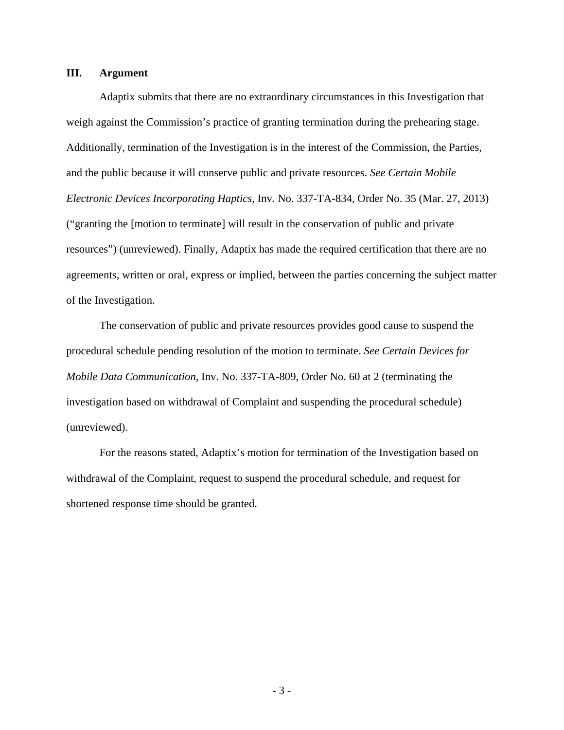## III. Argument

Adaptix submits that there are no extraordinary circumstances in this Investigation that weigh against the Commission's practice of granting termination during the prehearing stage. Additionally, termination of the Investigation is in the interest of the Commission, the Parties, and the public because it will conserve public and private resources. *See Certain Mobile Electronic Devices Incorporating Haptics*, Inv. No. 337-TA-834, Order No. 35 (Mar. 27, 2013) ("granting the [motion to terminate] will result in the conservation of public and private resources") (unreviewed). Finally, Adaptix has made the required certification that there are no agreements, written or oral, express or implied, between the parties concerning the subject matter of the Investigation.

The conservation of public and private resources provides good cause to suspend the procedural schedule pending resolution of the motion to terminate. *See Certain Devices for Mobile Data Communication*, Inv. No. 337-TA-809, Order No. 60 at 2 (terminating the investigation based on withdrawal of Complaint and suspending the procedural schedule) (unreviewed).

For the reasons stated, Adaptix's motion for termination of the Investigation based on withdrawal of the Complaint, request to suspend the procedural schedule, and request for shortened response time should be granted.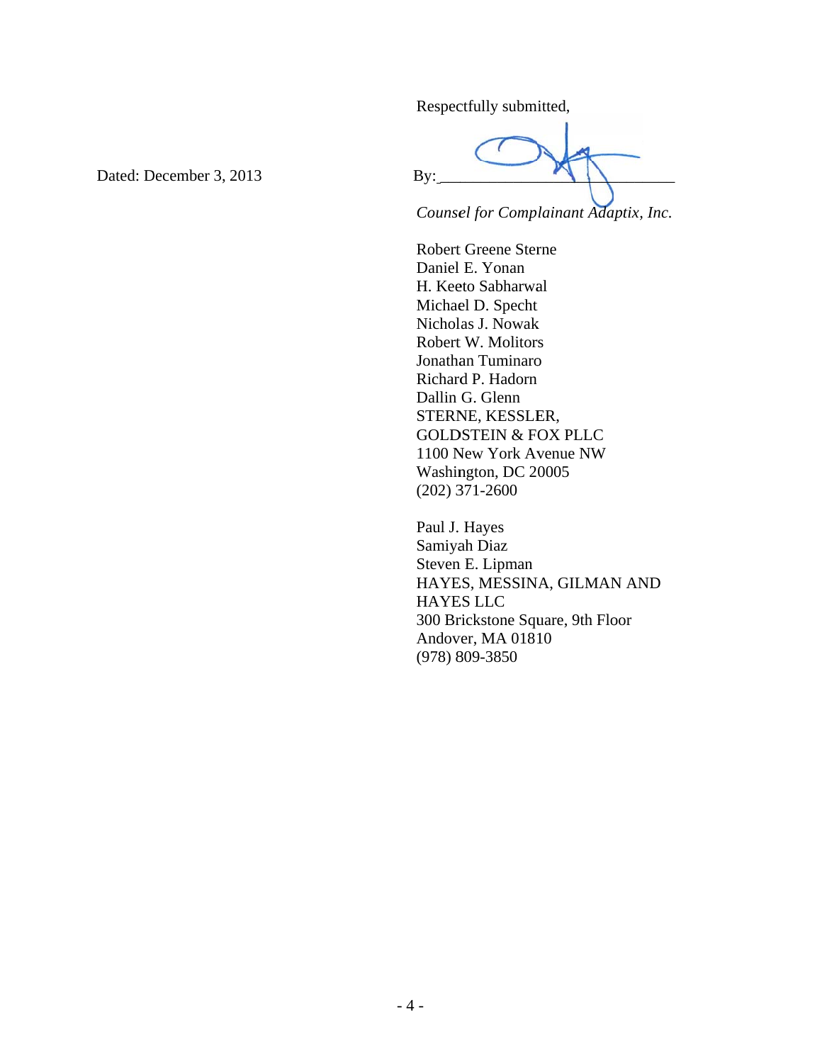Respectfully submitted,

Dated: December 3, 2013

By: \_\_\_\_\_\_\_\_\_\_\_\_\_\_\_\_\_\_\_\_\_\_\_\_\_\_\_\_\_\_

*Counsel for Complainant Adaptix, Inc.*

Robert Greene Sterne
Daniel E. Yonan
H. Keeto Sabharwal
Michael D. Specht
Nicholas J. Nowak
Robert W. Molitors
Jonathan Tuminaro
Richard P. Hadorn
Dallin G. Glenn
STERNE, KESSLER,
GOLDSTEIN & FOX PLLC
1100 New York Avenue NW
Washington, DC 20005
(202) 371-2600

Paul J. Hayes
Samiyah Diaz
Steven E. Lipman
HAYES, MESSINA, GILMAN AND
HAYES LLC
300 Brickstone Square, 9th Floor
Andover, MA 01810
(978) 809-3850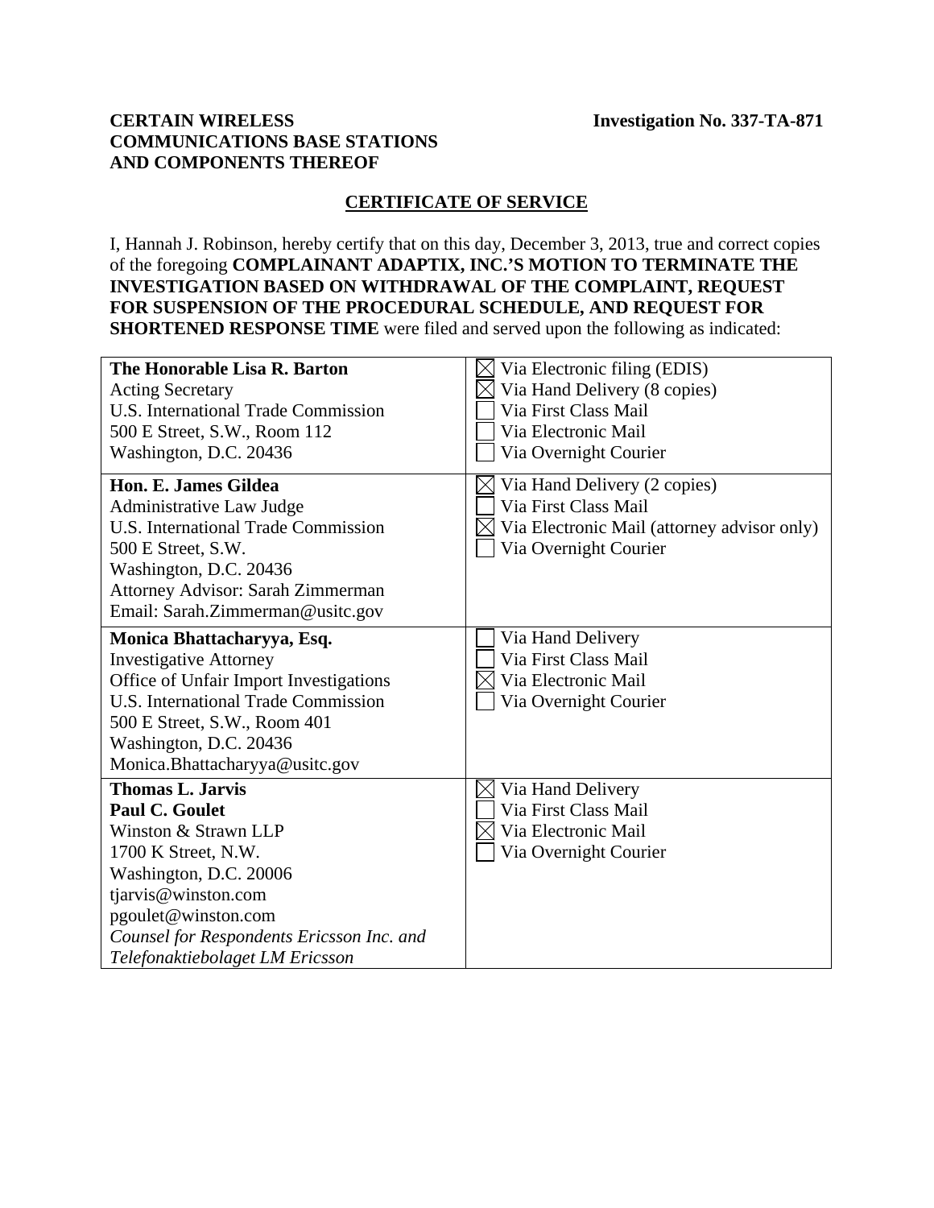**CERTAIN WIRELESS COMMUNICATIONS BASE STATIONS AND COMPONENTS THEREOF**

**Investigation No. 337-TA-871**

**CERTIFICATE OF SERVICE**

I, Hannah J. Robinson, hereby certify that on this day, December 3, 2013, true and correct copies of the foregoing **COMPLAINANT ADAPTIX, INC.'S MOTION TO TERMINATE THE INVESTIGATION BASED ON WITHDRAWAL OF THE COMPLAINT, REQUEST FOR SUSPENSION OF THE PROCEDURAL SCHEDULE, AND REQUEST FOR SHORTENED RESPONSE TIME** were filed and served upon the following as indicated:

| | |
|---|---|
| **The Honorable Lisa R. Barton**<br>Acting Secretary<br>U.S. International Trade Commission<br>500 E Street, S.W., Room 112<br>Washington, D.C. 20436 | ☒ Via Electronic filing (EDIS)<br>☒ Via Hand Delivery (8 copies)<br>☐ Via First Class Mail<br>☐ Via Electronic Mail<br>☐ Via Overnight Courier |
| **Hon. E. James Gildea**<br>Administrative Law Judge<br>U.S. International Trade Commission<br>500 E Street, S.W.<br>Washington, D.C. 20436<br>Attorney Advisor: Sarah Zimmerman<br>Email: Sarah.Zimmerman@usitc.gov | ☒ Via Hand Delivery (2 copies)<br>☐ Via First Class Mail<br>☒ Via Electronic Mail (attorney advisor only)<br>☐ Via Overnight Courier |
| **Monica Bhattacharyya, Esq.**<br>Investigative Attorney<br>Office of Unfair Import Investigations<br>U.S. International Trade Commission<br>500 E Street, S.W., Room 401<br>Washington, D.C. 20436<br>Monica.Bhattacharyya@usitc.gov | ☐ Via Hand Delivery<br>☐ Via First Class Mail<br>☒ Via Electronic Mail<br>☐ Via Overnight Courier |
| **Thomas L. Jarvis**<br>**Paul C. Goulet**<br>Winston & Strawn LLP<br>1700 K Street, N.W.<br>Washington, D.C. 20006<br>tjarvis@winston.com<br>pgoulet@winston.com<br>*Counsel for Respondents Ericsson Inc. and Telefonaktiebolaget LM Ericsson* | ☒ Via Hand Delivery<br>☐ Via First Class Mail<br>☒ Via Electronic Mail<br>☐ Via Overnight Courier |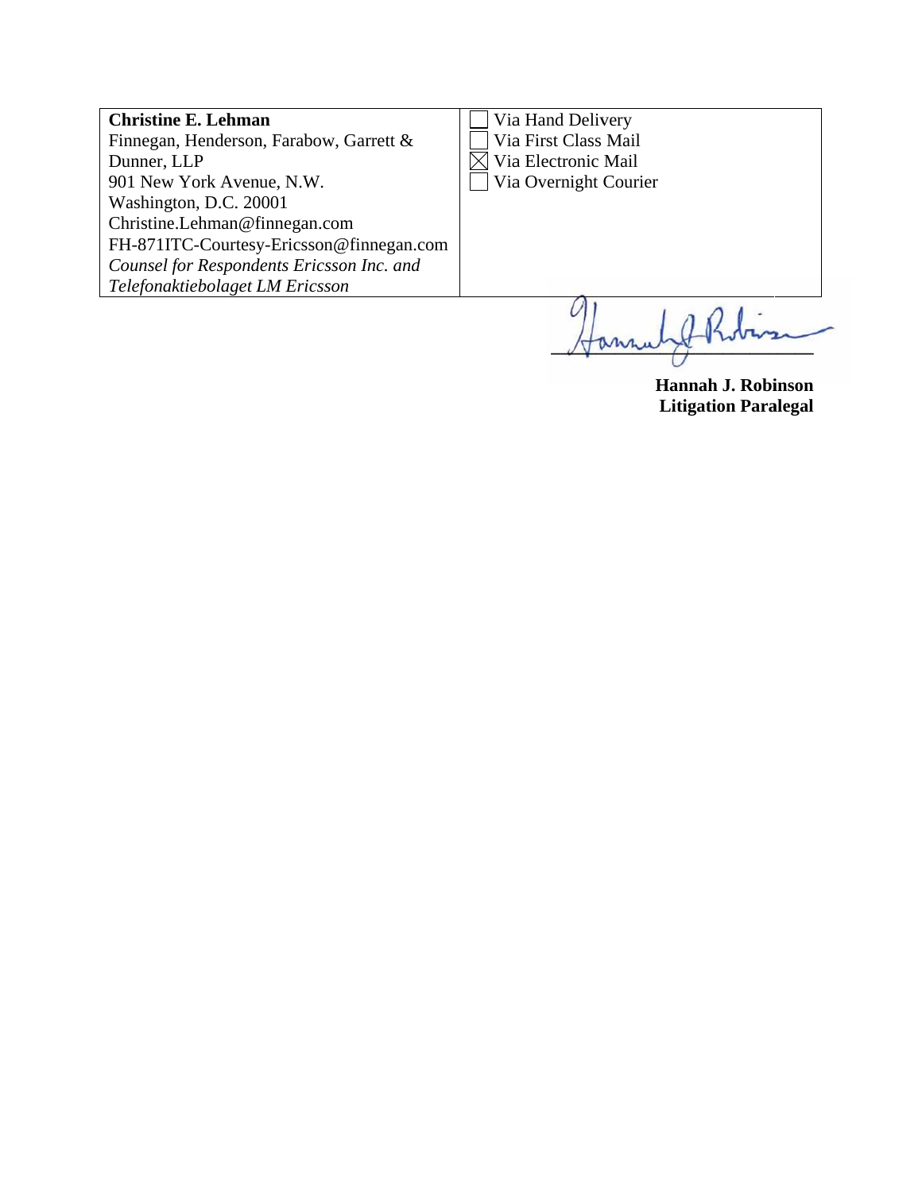| | |
|---|---|
| **Christine E. Lehman**<br>Finnegan, Henderson, Farabow, Garrett & Dunner, LLP<br>901 New York Avenue, N.W.<br>Washington, D.C. 20001<br>Christine.Lehman@finnegan.com<br>FH-871ITC-Courtesy-Ericsson@finnegan.com<br>*Counsel for Respondents Ericsson Inc. and Telefonaktiebolaget LM Ericsson* | ☐ Via Hand Delivery<br>☐ Via First Class Mail<br>☒ Via Electronic Mail<br>☐ Via Overnight Courier |

**Hannah J. Robinson**
**Litigation Paralegal**